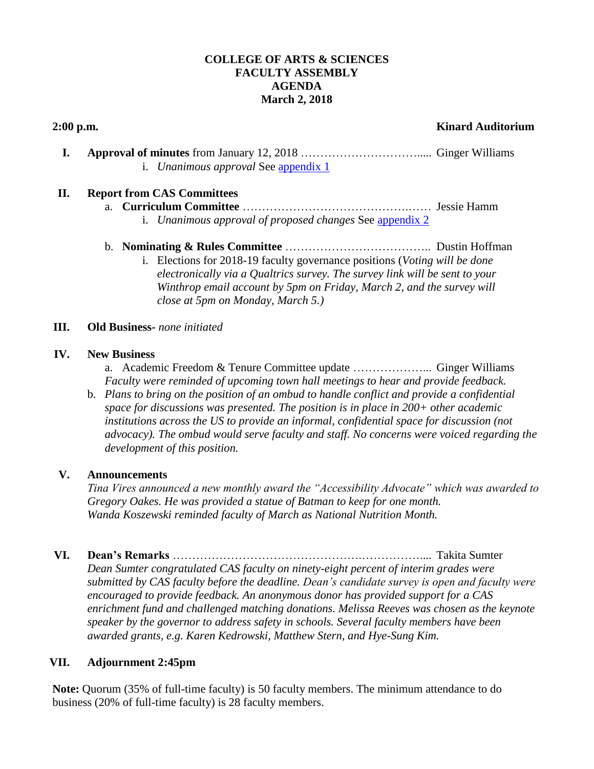**COLLEGE OF ARTS & SCIENCES**
**FACULTY ASSEMBLY**
**AGENDA**
**March 2, 2018**

**2:00 p.m.** **Kinard Auditorium**

**I. Approval of minutes** from January 12, 2018 ………………………….... Ginger Williams

i. *Unanimous approval* See appendix 1

**II. Report from CAS Committees**

a. **Curriculum Committee** ……………………………………….…… Jessie Hamm

i. *Unanimous approval of proposed changes* See appendix 2

b. **Nominating & Rules Committee** ……………………………….. Dustin Hoffman

i. Elections for 2018-19 faculty governance positions (*Voting will be done electronically via a Qualtrics survey. The survey link will be sent to your Winthrop email account by 5pm on Friday, March 2, and the survey will close at 5pm on Monday, March 5.)*

**III. Old Business-** *none initiated*

**IV. New Business**

a. Academic Freedom & Tenure Committee update ………………... Ginger Williams
*Faculty were reminded of upcoming town hall meetings to hear and provide feedback.*

b. *Plans to bring on the position of an ombud to handle conflict and provide a confidential space for discussions was presented. The position is in place in 200+ other academic institutions across the US to provide an informal, confidential space for discussion (not advocacy). The ombud would serve faculty and staff. No concerns were voiced regarding the development of this position.*

**V. Announcements**

*Tina Vires announced a new monthly award the "Accessibility Advocate" which was awarded to Gregory Oakes. He was provided a statue of Batman to keep for one month.*
*Wanda Koszewski reminded faculty of March as National Nutrition Month.*

**VI. Dean's Remarks** ……………………………………….…………….... Takita Sumter

*Dean Sumter congratulated CAS faculty on ninety-eight percent of interim grades were submitted by CAS faculty before the deadline. Dean's candidate survey is open and faculty were encouraged to provide feedback. An anonymous donor has provided support for a CAS enrichment fund and challenged matching donations. Melissa Reeves was chosen as the keynote speaker by the governor to address safety in schools. Several faculty members have been awarded grants, e.g. Karen Kedrowski, Matthew Stern, and Hye-Sung Kim.*

**VII. Adjournment 2:45pm**

**Note:** Quorum (35% of full-time faculty) is 50 faculty members. The minimum attendance to do business (20% of full-time faculty) is 28 faculty members.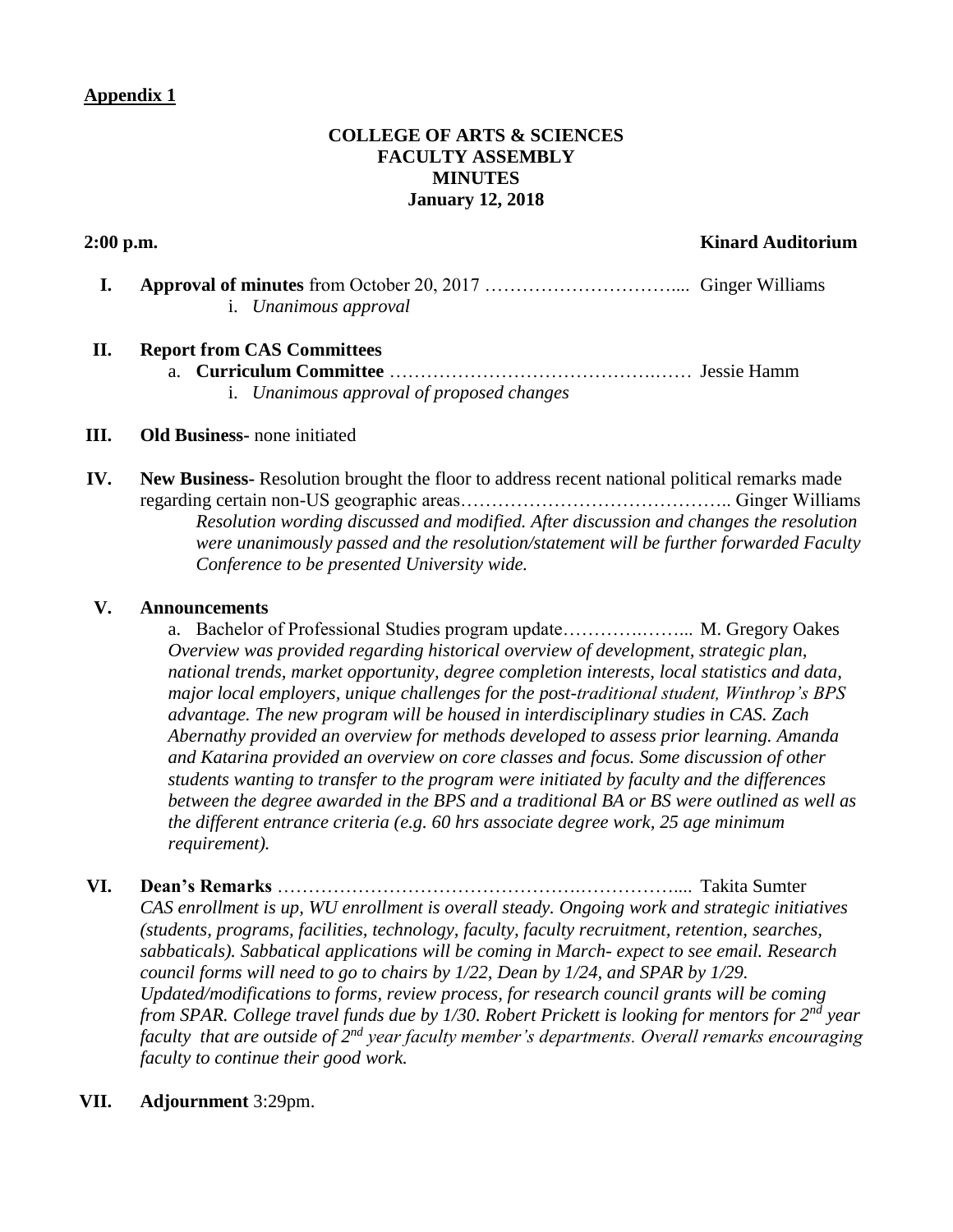**Appendix 1**

**COLLEGE OF ARTS & SCIENCES**
**FACULTY ASSEMBLY**
**MINUTES**
**January 12, 2018**

**2:00 p.m.** **Kinard Auditorium**

**I. Approval of minutes** from October 20, 2017 ………………………….... Ginger Williams

i. *Unanimous approval*

**II. Report from CAS Committees**

a. **Curriculum Committee** ……………………………………….…… Jessie Hamm

i. *Unanimous approval of proposed changes*

**III. Old Business-** none initiated

**IV. New Business-** Resolution brought the floor to address recent national political remarks made regarding certain non-US geographic areas…………………………………….. Ginger Williams

*Resolution wording discussed and modified. After discussion and changes the resolution were unanimously passed and the resolution/statement will be further forwarded Faculty Conference to be presented University wide.*

**V. Announcements**

a. Bachelor of Professional Studies program update……….……... M. Gregory Oakes

*Overview was provided regarding historical overview of development, strategic plan, national trends, market opportunity, degree completion interests, local statistics and data, major local employers, unique challenges for the post-traditional student, Winthrop's BPS advantage. The new program will be housed in interdisciplinary studies in CAS. Zach Abernathy provided an overview for methods developed to assess prior learning. Amanda and Katarina provided an overview on core classes and focus. Some discussion of other students wanting to transfer to the program were initiated by faculty and the differences between the degree awarded in the BPS and a traditional BA or BS were outlined as well as the different entrance criteria (e.g. 60 hrs associate degree work, 25 age minimum requirement).*

**VI. Dean's Remarks** ………………………………………….…………….... Takita Sumter

*CAS enrollment is up, WU enrollment is overall steady. Ongoing work and strategic initiatives (students, programs, facilities, technology, faculty, faculty recruitment, retention, searches, sabbaticals). Sabbatical applications will be coming in March- expect to see email. Research council forms will need to go to chairs by 1/22, Dean by 1/24, and SPAR by 1/29. Updated/modifications to forms, review process, for research council grants will be coming from SPAR. College travel funds due by 1/30. Robert Prickett is looking for mentors for 2nd year faculty that are outside of 2nd year faculty member's departments. Overall remarks encouraging faculty to continue their good work.*

**VII. Adjournment** 3:29pm.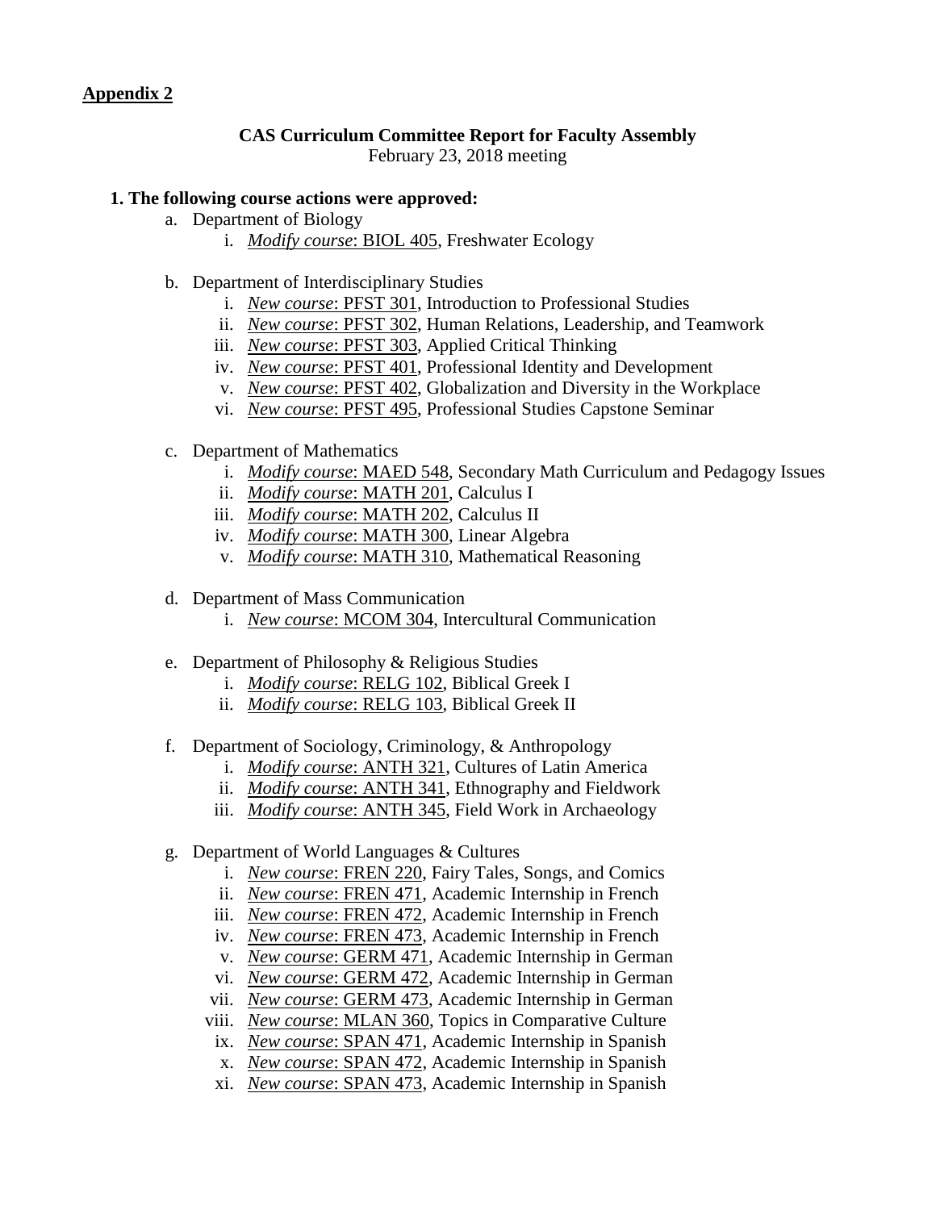**Appendix 2**

**CAS Curriculum Committee Report for Faculty Assembly**
February 23, 2018 meeting

**1. The following course actions were approved:**

a. Department of Biology
   i. *Modify course*: BIOL 405, Freshwater Ecology

b. Department of Interdisciplinary Studies
   i. *New course*: PFST 301, Introduction to Professional Studies
   ii. *New course*: PFST 302, Human Relations, Leadership, and Teamwork
   iii. *New course*: PFST 303, Applied Critical Thinking
   iv. *New course*: PFST 401, Professional Identity and Development
   v. *New course*: PFST 402, Globalization and Diversity in the Workplace
   vi. *New course*: PFST 495, Professional Studies Capstone Seminar

c. Department of Mathematics
   i. *Modify course*: MAED 548, Secondary Math Curriculum and Pedagogy Issues
   ii. *Modify course*: MATH 201, Calculus I
   iii. *Modify course*: MATH 202, Calculus II
   iv. *Modify course*: MATH 300, Linear Algebra
   v. *Modify course*: MATH 310, Mathematical Reasoning

d. Department of Mass Communication
   i. *New course*: MCOM 304, Intercultural Communication

e. Department of Philosophy & Religious Studies
   i. *Modify course*: RELG 102, Biblical Greek I
   ii. *Modify course*: RELG 103, Biblical Greek II

f. Department of Sociology, Criminology, & Anthropology
   i. *Modify course*: ANTH 321, Cultures of Latin America
   ii. *Modify course*: ANTH 341, Ethnography and Fieldwork
   iii. *Modify course*: ANTH 345, Field Work in Archaeology

g. Department of World Languages & Cultures
   i. *New course*: FREN 220, Fairy Tales, Songs, and Comics
   ii. *New course*: FREN 471, Academic Internship in French
   iii. *New course*: FREN 472, Academic Internship in French
   iv. *New course*: FREN 473, Academic Internship in French
   v. *New course*: GERM 471, Academic Internship in German
   vi. *New course*: GERM 472, Academic Internship in German
   vii. *New course*: GERM 473, Academic Internship in German
   viii. *New course*: MLAN 360, Topics in Comparative Culture
   ix. *New course*: SPAN 471, Academic Internship in Spanish
   x. *New course*: SPAN 472, Academic Internship in Spanish
   xi. *New course*: SPAN 473, Academic Internship in Spanish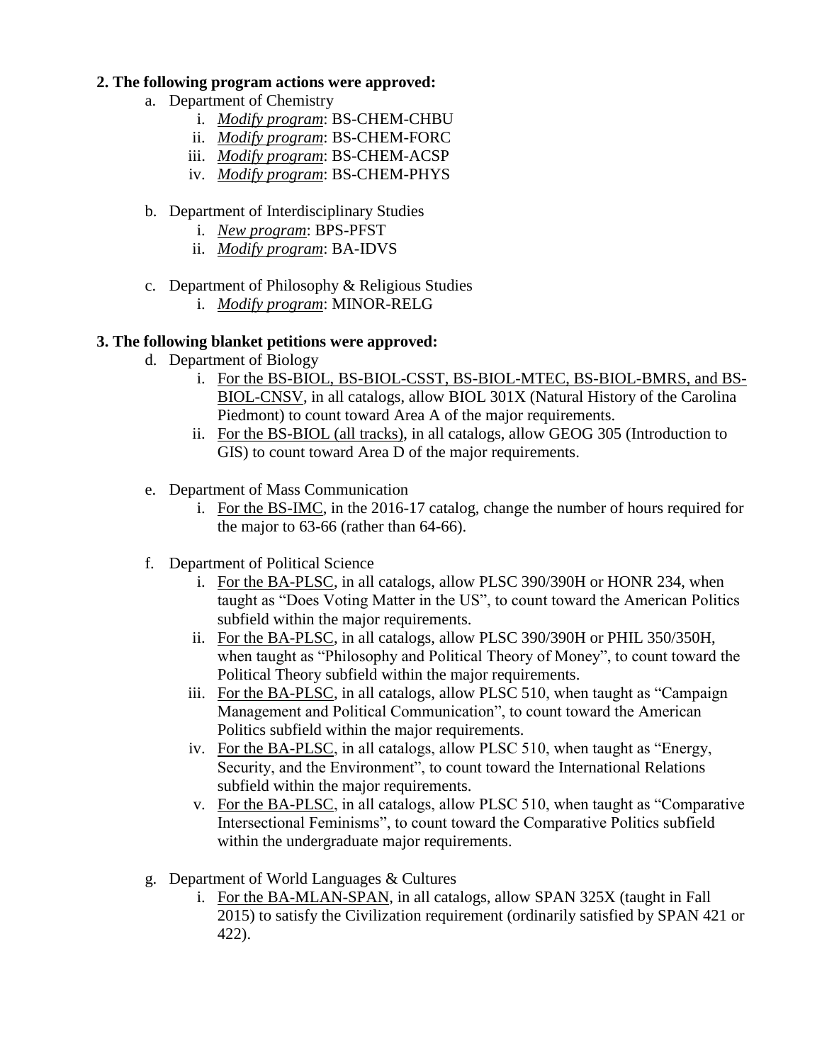**2. The following program actions were approved:**

a. Department of Chemistry
   i. *Modify program*: BS-CHEM-CHBU
   ii. *Modify program*: BS-CHEM-FORC
   iii. *Modify program*: BS-CHEM-ACSP
   iv. *Modify program*: BS-CHEM-PHYS

b. Department of Interdisciplinary Studies
   i. *New program*: BPS-PFST
   ii. *Modify program*: BA-IDVS

c. Department of Philosophy & Religious Studies
   i. *Modify program*: MINOR-RELG

**3. The following blanket petitions were approved:**

d. Department of Biology
   i. For the BS-BIOL, BS-BIOL-CSST, BS-BIOL-MTEC, BS-BIOL-BMRS, and BS-BIOL-CNSV, in all catalogs, allow BIOL 301X (Natural History of the Carolina Piedmont) to count toward Area A of the major requirements.
   ii. For the BS-BIOL (all tracks), in all catalogs, allow GEOG 305 (Introduction to GIS) to count toward Area D of the major requirements.

e. Department of Mass Communication
   i. For the BS-IMC, in the 2016-17 catalog, change the number of hours required for the major to 63-66 (rather than 64-66).

f. Department of Political Science
   i. For the BA-PLSC, in all catalogs, allow PLSC 390/390H or HONR 234, when taught as "Does Voting Matter in the US", to count toward the American Politics subfield within the major requirements.
   ii. For the BA-PLSC, in all catalogs, allow PLSC 390/390H or PHIL 350/350H, when taught as "Philosophy and Political Theory of Money", to count toward the Political Theory subfield within the major requirements.
   iii. For the BA-PLSC, in all catalogs, allow PLSC 510, when taught as "Campaign Management and Political Communication", to count toward the American Politics subfield within the major requirements.
   iv. For the BA-PLSC, in all catalogs, allow PLSC 510, when taught as "Energy, Security, and the Environment", to count toward the International Relations subfield within the major requirements.
   v. For the BA-PLSC, in all catalogs, allow PLSC 510, when taught as "Comparative Intersectional Feminisms", to count toward the Comparative Politics subfield within the undergraduate major requirements.

g. Department of World Languages & Cultures
   i. For the BA-MLAN-SPAN, in all catalogs, allow SPAN 325X (taught in Fall 2015) to satisfy the Civilization requirement (ordinarily satisfied by SPAN 421 or 422).